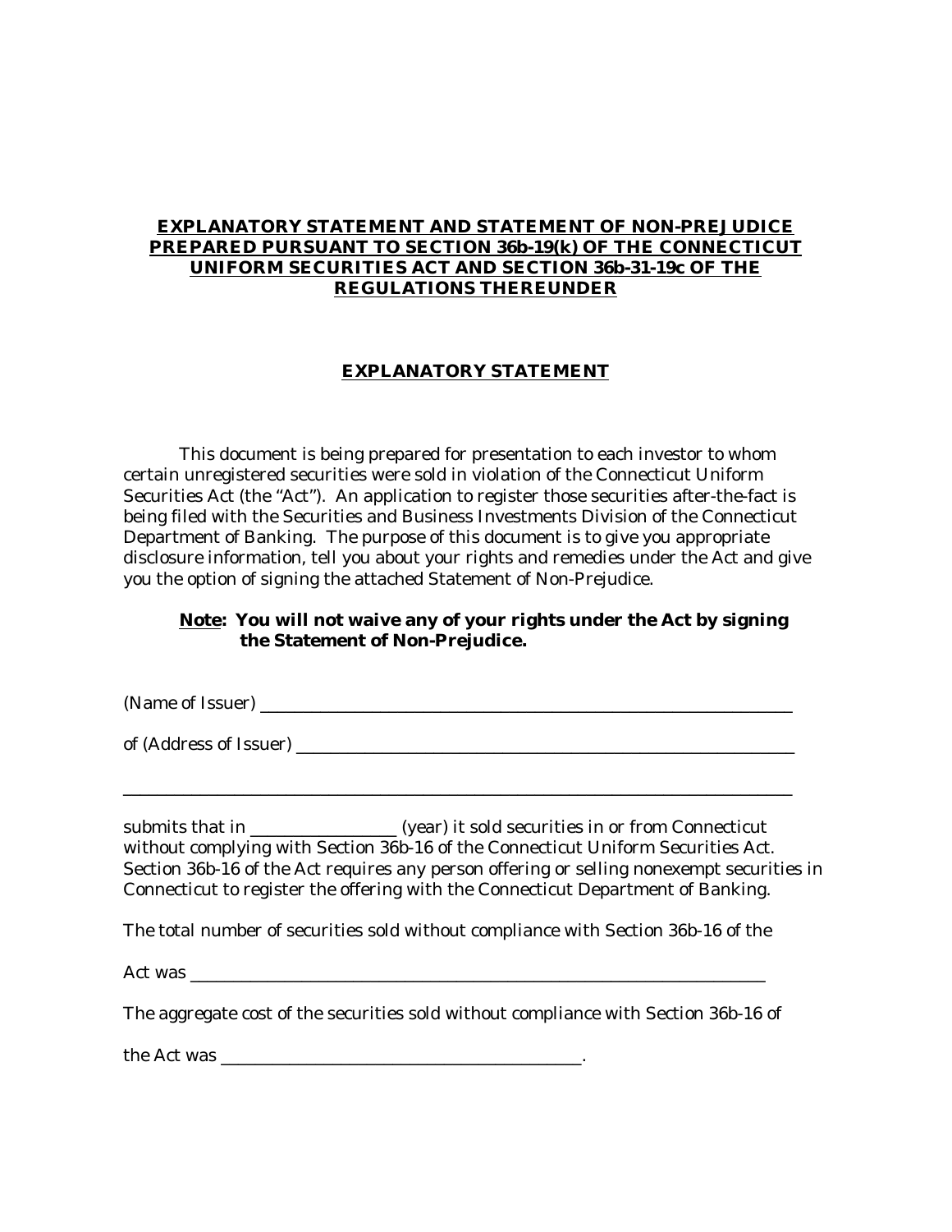# EXPLANATORY STATEMENT AND STATEMENT OF NON-PREJUDICE PREPARED PURSUANT TO SECTION 36b-19(k) OF THE CONNECTICUT UNIFORM SECURITIES ACT AND SECTION 36b-31-19c OF THE REGULATIONS THEREUNDER

## EXPLANATORY STATEMENT

This document is being prepared for presentation to each investor to whom certain unregistered securities were sold in violation of the Connecticut Uniform Securities Act (the "Act"). An application to register those securities after-the-fact is being filed with the Securities and Business Investments Division of the Connecticut Department of Banking. The purpose of this document is to give you appropriate disclosure information, tell you about your rights and remedies under the Act and give you the option of signing the attached Statement of Non-Prejudice.

**Note: You will not waive any of your rights under the Act by signing the Statement of Non-Prejudice.**

(Name of Issuer) ______________________________________________________________

of (Address of Issuer) _________________________________________________________

_______________________________________________________________________________

submits that in _______________ (year) it sold securities in or from Connecticut without complying with Section 36b-16 of the Connecticut Uniform Securities Act. Section 36b-16 of the Act requires any person offering or selling nonexempt securities in Connecticut to register the offering with the Connecticut Department of Banking.

The total number of securities sold without compliance with Section 36b-16 of the

Act was _______________________________________________________________

The aggregate cost of the securities sold without compliance with Section 36b-16 of

the Act was ______________________________________.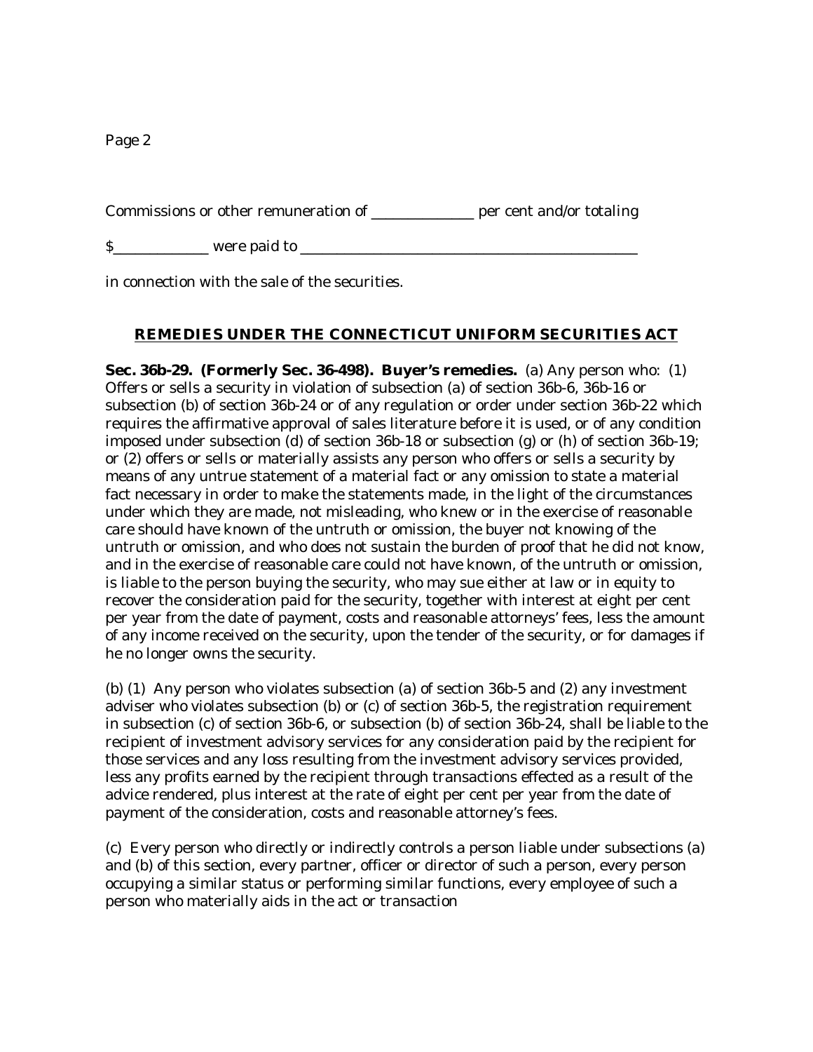Commissions or other remuneration of _____________ per cent and/or totaling

$_____________ were paid to ____________________________________________

in connection with the sale of the securities.

## REMEDIES UNDER THE CONNECTICUT UNIFORM SECURITIES ACT

**Sec. 36b-29. (Formerly Sec. 36-498). Buyer's remedies.** (a) Any person who: (1) Offers or sells a security in violation of subsection (a) of section 36b-6, 36b-16 or subsection (b) of section 36b-24 or of any regulation or order under section 36b-22 which requires the affirmative approval of sales literature before it is used, or of any condition imposed under subsection (d) of section 36b-18 or subsection (g) or (h) of section 36b-19; or (2) offers or sells or materially assists any person who offers or sells a security by means of any untrue statement of a material fact or any omission to state a material fact necessary in order to make the statements made, in the light of the circumstances under which they are made, not misleading, who knew or in the exercise of reasonable care should have known of the untruth or omission, the buyer not knowing of the untruth or omission, and who does not sustain the burden of proof that he did not know, and in the exercise of reasonable care could not have known, of the untruth or omission, is liable to the person buying the security, who may sue either at law or in equity to recover the consideration paid for the security, together with interest at eight per cent per year from the date of payment, costs and reasonable attorneys' fees, less the amount of any income received on the security, upon the tender of the security, or for damages if he no longer owns the security.

(b) (1) Any person who violates subsection (a) of section 36b-5 and (2) any investment adviser who violates subsection (b) or (c) of section 36b-5, the registration requirement in subsection (c) of section 36b-6, or subsection (b) of section 36b-24, shall be liable to the recipient of investment advisory services for any consideration paid by the recipient for those services and any loss resulting from the investment advisory services provided, less any profits earned by the recipient through transactions effected as a result of the advice rendered, plus interest at the rate of eight per cent per year from the date of payment of the consideration, costs and reasonable attorney's fees.

(c) Every person who directly or indirectly controls a person liable under subsections (a) and (b) of this section, every partner, officer or director of such a person, every person occupying a similar status or performing similar functions, every employee of such a person who materially aids in the act or transaction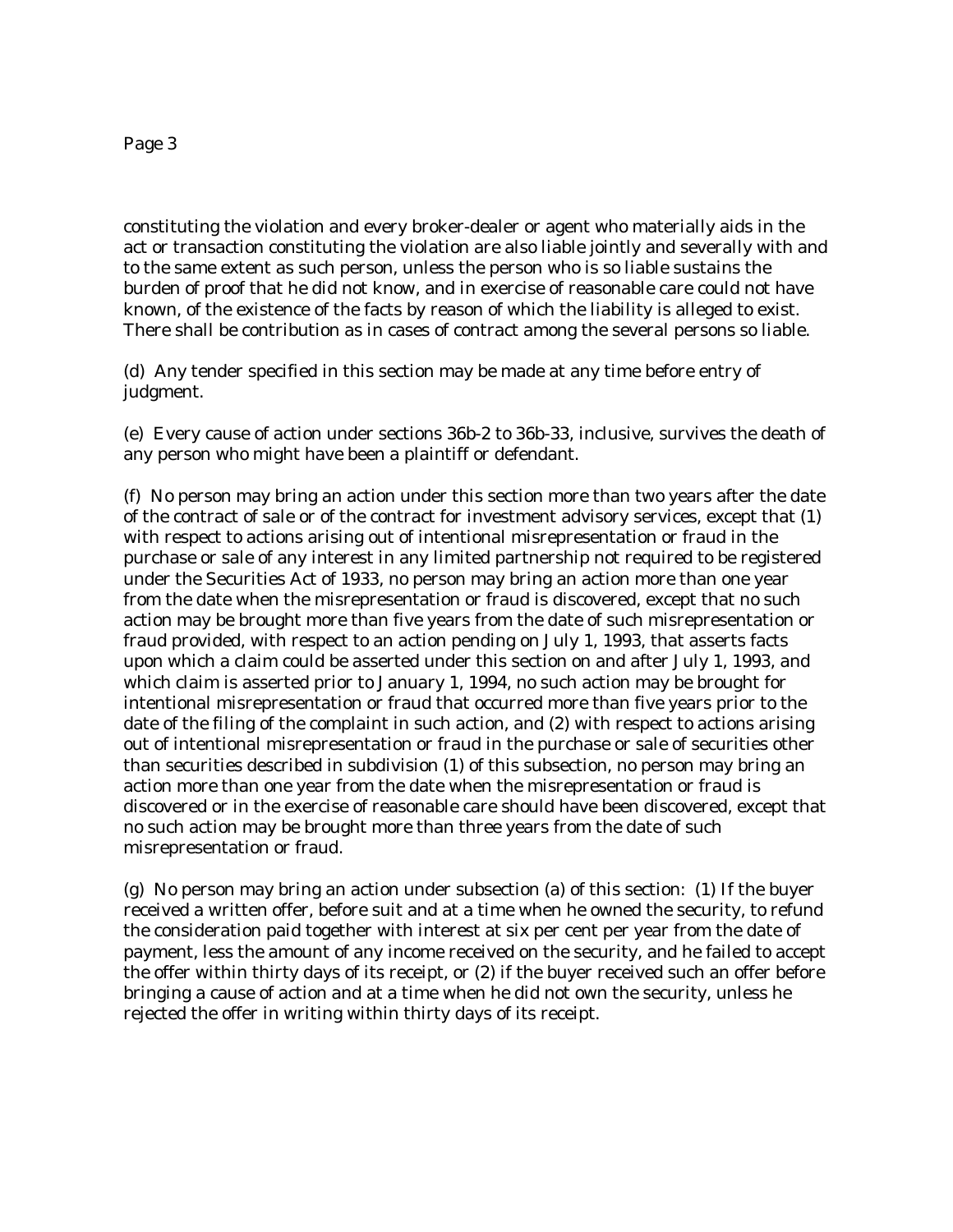constituting the violation and every broker-dealer or agent who materially aids in the act or transaction constituting the violation are also liable jointly and severally with and to the same extent as such person, unless the person who is so liable sustains the burden of proof that he did not know, and in exercise of reasonable care could not have known, of the existence of the facts by reason of which the liability is alleged to exist. There shall be contribution as in cases of contract among the several persons so liable.

(d) Any tender specified in this section may be made at any time before entry of judgment.

(e) Every cause of action under sections 36b-2 to 36b-33, inclusive, survives the death of any person who might have been a plaintiff or defendant.

(f) No person may bring an action under this section more than two years after the date of the contract of sale or of the contract for investment advisory services, except that (1) with respect to actions arising out of intentional misrepresentation or fraud in the purchase or sale of any interest in any limited partnership not required to be registered under the Securities Act of 1933, no person may bring an action more than one year from the date when the misrepresentation or fraud is discovered, except that no such action may be brought more than five years from the date of such misrepresentation or fraud provided, with respect to an action pending on July 1, 1993, that asserts facts upon which a claim could be asserted under this section on and after July 1, 1993, and which claim is asserted prior to January 1, 1994, no such action may be brought for intentional misrepresentation or fraud that occurred more than five years prior to the date of the filing of the complaint in such action, and (2) with respect to actions arising out of intentional misrepresentation or fraud in the purchase or sale of securities other than securities described in subdivision (1) of this subsection, no person may bring an action more than one year from the date when the misrepresentation or fraud is discovered or in the exercise of reasonable care should have been discovered, except that no such action may be brought more than three years from the date of such misrepresentation or fraud.

(g) No person may bring an action under subsection (a) of this section: (1) If the buyer received a written offer, before suit and at a time when he owned the security, to refund the consideration paid together with interest at six per cent per year from the date of payment, less the amount of any income received on the security, and he failed to accept the offer within thirty days of its receipt, or (2) if the buyer received such an offer before bringing a cause of action and at a time when he did not own the security, unless he rejected the offer in writing within thirty days of its receipt.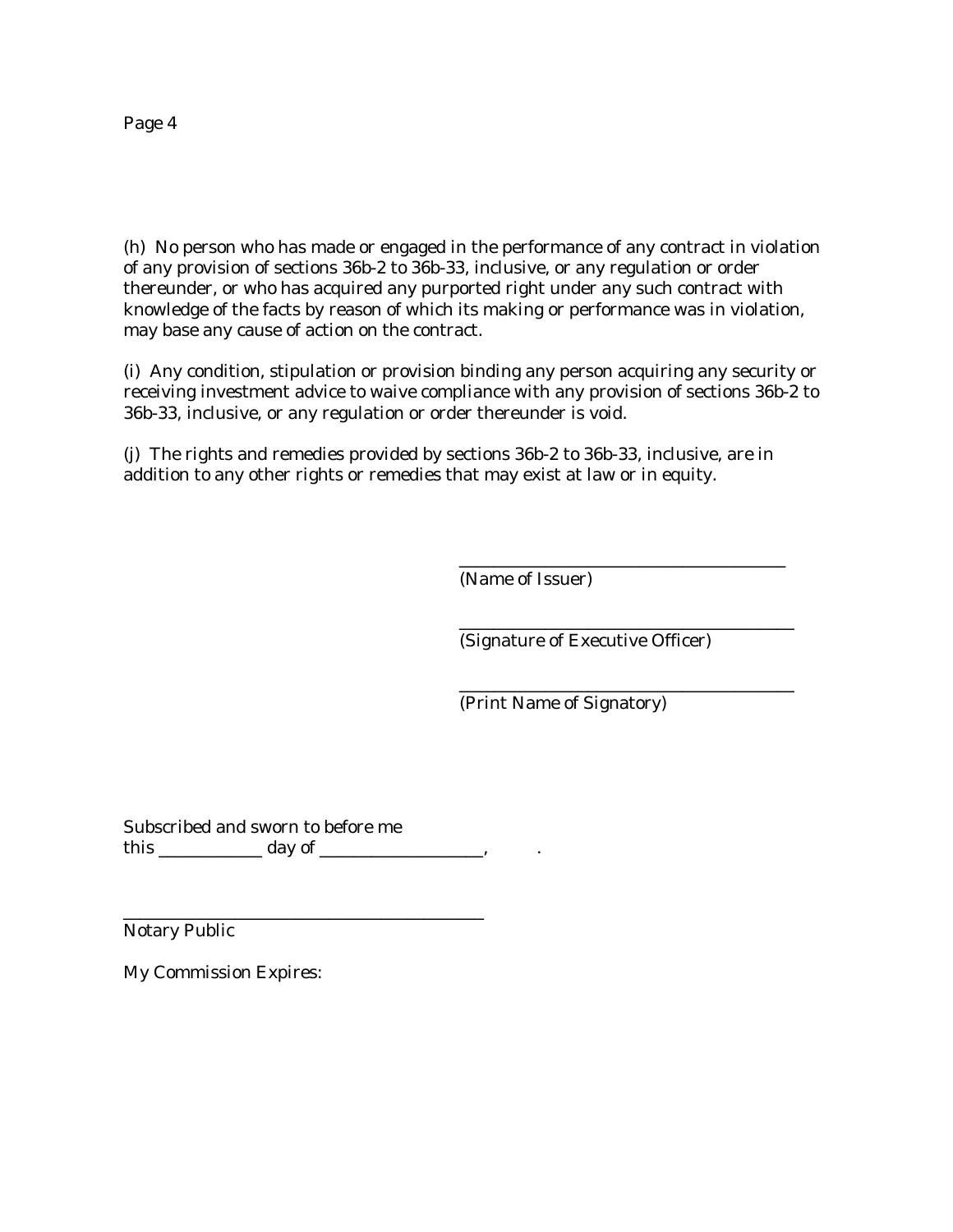(h) No person who has made or engaged in the performance of any contract in violation of any provision of sections 36b-2 to 36b-33, inclusive, or any regulation or order thereunder, or who has acquired any purported right under any such contract with knowledge of the facts by reason of which its making or performance was in violation, may base any cause of action on the contract.

(i) Any condition, stipulation or provision binding any person acquiring any security or receiving investment advice to waive compliance with any provision of sections 36b-2 to 36b-33, inclusive, or any regulation or order thereunder is void.

(j) The rights and remedies provided by sections 36b-2 to 36b-33, inclusive, are in addition to any other rights or remedies that may exist at law or in equity.

\_\_\_\_\_\_\_\_\_\_\_\_\_\_\_\_\_\_\_\_\_\_\_\_\_\_\_\_\_\_\_\_\_\_\_\_\_\_\_\_
(Name of Issuer)

\_\_\_\_\_\_\_\_\_\_\_\_\_\_\_\_\_\_\_\_\_\_\_\_\_\_\_\_\_\_\_\_\_\_\_\_\_\_\_\_
(Signature of Executive Officer)

\_\_\_\_\_\_\_\_\_\_\_\_\_\_\_\_\_\_\_\_\_\_\_\_\_\_\_\_\_\_\_\_\_\_\_\_\_\_\_\_
(Print Name of Signatory)

Subscribed and sworn to before me
this \_\_\_\_\_\_\_\_\_\_\_\_ day of \_\_\_\_\_\_\_\_\_\_\_\_\_\_\_\_\_\_\_, .

\_\_\_\_\_\_\_\_\_\_\_\_\_\_\_\_\_\_\_\_\_\_\_\_\_\_\_\_\_\_\_\_\_\_\_\_\_\_\_\_\_\_\_\_
Notary Public

My Commission Expires: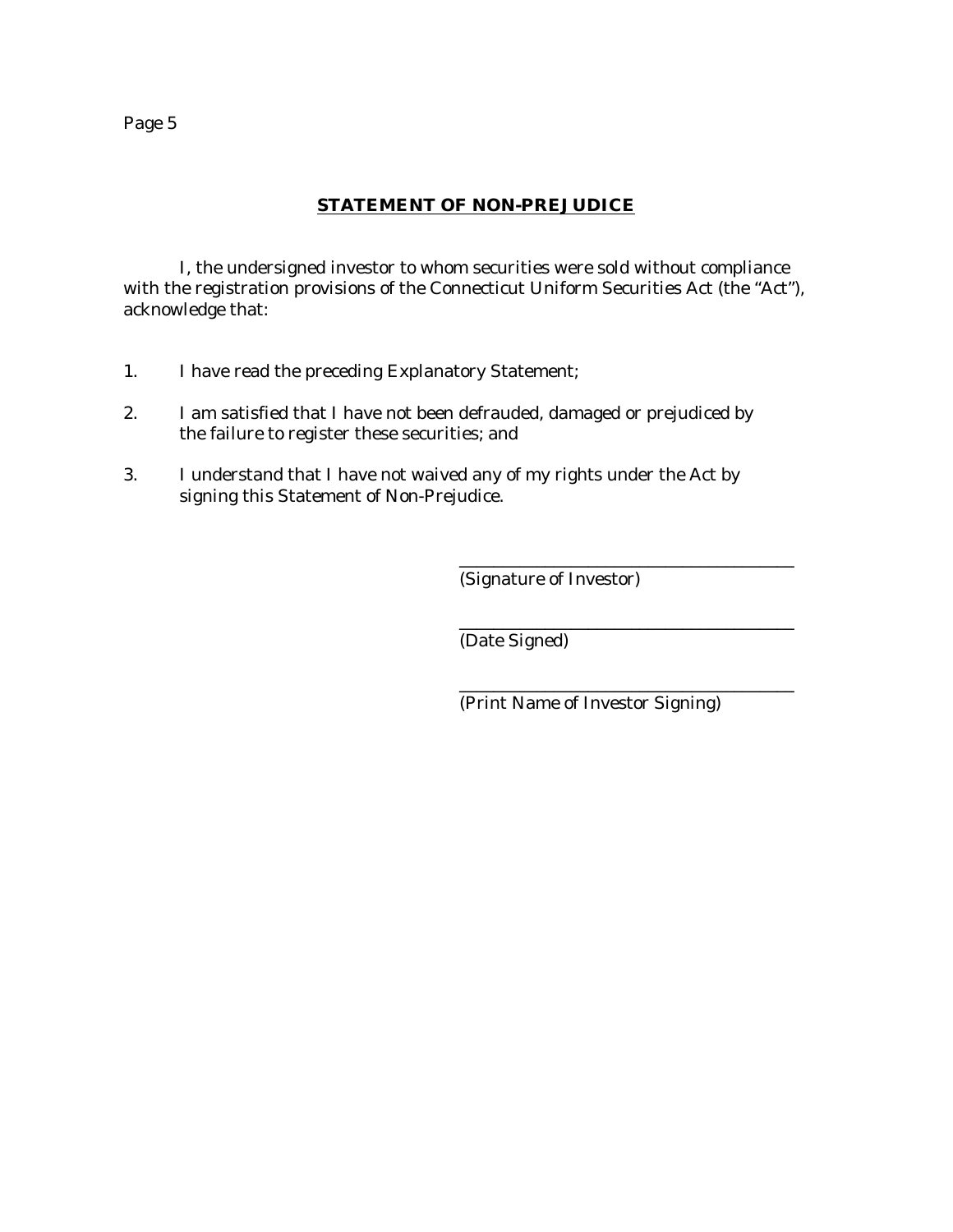## STATEMENT OF NON-PREJUDICE

I, the undersigned investor to whom securities were sold without compliance with the registration provisions of the Connecticut Uniform Securities Act (the "Act"), acknowledge that:

1. I have read the preceding Explanatory Statement;

2. I am satisfied that I have not been defrauded, damaged or prejudiced by the failure to register these securities; and

3. I understand that I have not waived any of my rights under the Act by signing this Statement of Non-Prejudice.

\_\_\_\_\_\_\_\_\_\_\_\_\_\_\_\_\_\_\_\_\_\_\_\_\_\_\_\_\_\_\_\_\_\_\_\_\_\_\_\_
(Signature of Investor)

\_\_\_\_\_\_\_\_\_\_\_\_\_\_\_\_\_\_\_\_\_\_\_\_\_\_\_\_\_\_\_\_\_\_\_\_\_\_\_\_
(Date Signed)

\_\_\_\_\_\_\_\_\_\_\_\_\_\_\_\_\_\_\_\_\_\_\_\_\_\_\_\_\_\_\_\_\_\_\_\_\_\_\_\_
(Print Name of Investor Signing)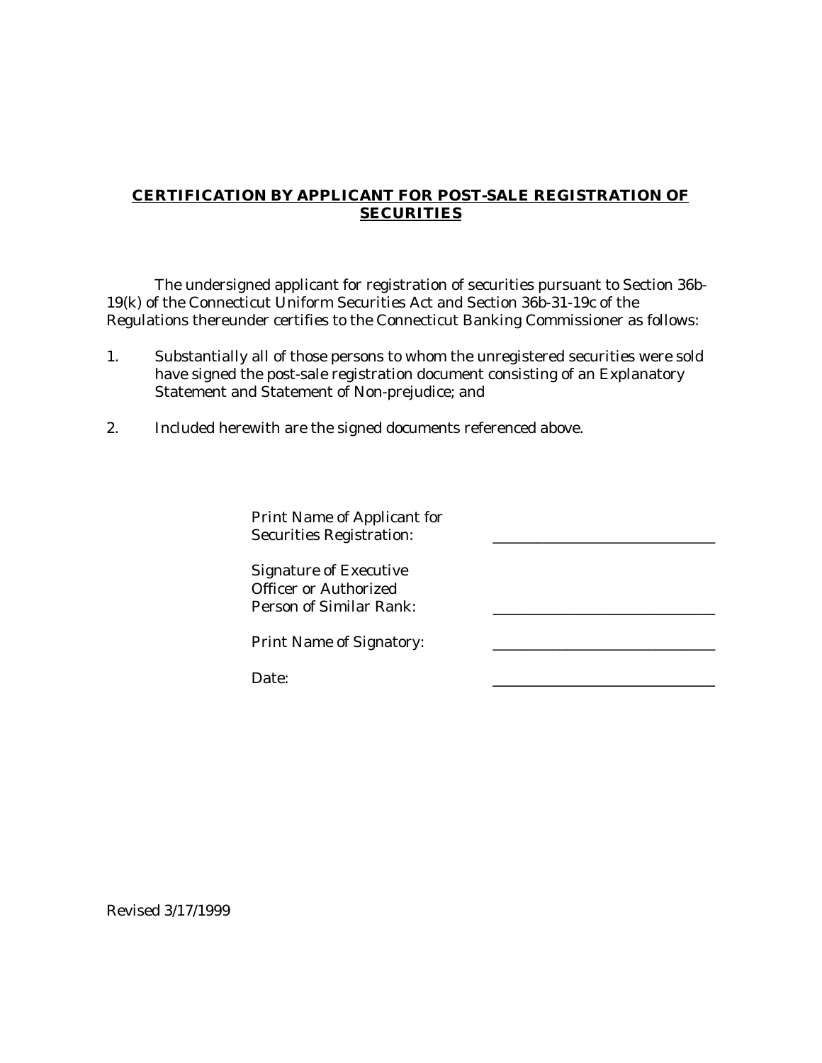## CERTIFICATION BY APPLICANT FOR POST-SALE REGISTRATION OF SECURITIES

The undersigned applicant for registration of securities pursuant to Section 36b-19(k) of the Connecticut Uniform Securities Act and Section 36b-31-19c of the Regulations thereunder certifies to the Connecticut Banking Commissioner as follows:

1. Substantially all of those persons to whom the unregistered securities were sold have signed the post-sale registration document consisting of an Explanatory Statement and Statement of Non-prejudice; and

2. Included herewith are the signed documents referenced above.

Print Name of Applicant for Securities Registration: ______________________________

Signature of Executive Officer or Authorized Person of Similar Rank: ______________________________

Print Name of Signatory: ______________________________

Date: ______________________________

Revised 3/17/1999